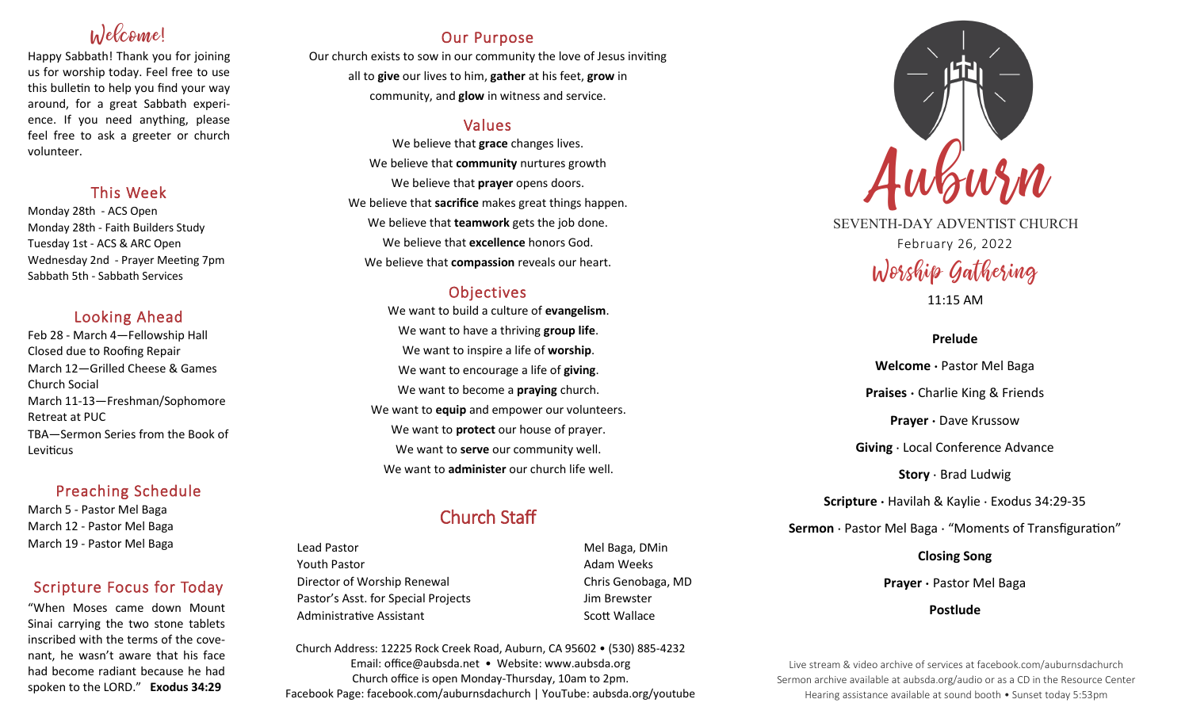## Welcome!

Happy Sabbath! Thank you for joining us for worship today. Feel free to use this bulletin to help you find your way around, for a great Sabbath experience. If you need anything, please feel free to ask a greeter or church volunteer.

## This Week

Monday 28th - ACS Open
Monday 28th - Faith Builders Study
Tuesday 1st - ACS & ARC Open
Wednesday 2nd - Prayer Meeting 7pm
Sabbath 5th - Sabbath Services

## Looking Ahead

Feb 28 - March 4—Fellowship Hall Closed due to Roofing Repair
March 12—Grilled Cheese & Games Church Social
March 11-13—Freshman/Sophomore Retreat at PUC
TBA—Sermon Series from the Book of Leviticus

## Preaching Schedule

March 5 - Pastor Mel Baga
March 12 - Pastor Mel Baga
March 19 - Pastor Mel Baga

## Scripture Focus for Today

"When Moses came down Mount Sinai carrying the two stone tablets inscribed with the terms of the covenant, he wasn't aware that his face had become radiant because he had spoken to the LORD." **Exodus 34:29**

## Our Purpose

Our church exists to sow in our community the love of Jesus inviting all to **give** our lives to him, **gather** at his feet, **grow** in community, and **glow** in witness and service.

## Values

We believe that **grace** changes lives.
We believe that **community** nurtures growth
We believe that **prayer** opens doors.
We believe that **sacrifice** makes great things happen.
We believe that **teamwork** gets the job done.
We believe that **excellence** honors God.
We believe that **compassion** reveals our heart.

## Objectives

We want to build a culture of **evangelism**.
We want to have a thriving **group life**.
We want to inspire a life of **worship**.
We want to encourage a life of **giving**.
We want to become a **praying** church.
We want to **equip** and empower our volunteers.
We want to **protect** our house of prayer.
We want to **serve** our community well.
We want to **administer** our church life well.

## Church Staff

| | |
|---|---|
| Lead Pastor | Mel Baga, DMin |
| Youth Pastor | Adam Weeks |
| Director of Worship Renewal | Chris Genobaga, MD |
| Pastor's Asst. for Special Projects | Jim Brewster |
| Administrative Assistant | Scott Wallace |

Church Address: 12225 Rock Creek Road, Auburn, CA 95602 • (530) 885-4232
Email: office@aubsda.net • Website: www.aubsda.org
Church office is open Monday-Thursday, 10am to 2pm.
Facebook Page: facebook.com/auburnsdachurch | YouTube: aubsda.org/youtube

# Auburn

SEVENTH-DAY ADVENTIST CHURCH
February 26, 2022

## Worship Gathering

11:15 AM

**Prelude**

**Welcome ·** Pastor Mel Baga

**Praises ·** Charlie King & Friends

**Prayer ·** Dave Krussow

**Giving** · Local Conference Advance

**Story** · Brad Ludwig

**Scripture ·** Havilah & Kaylie · Exodus 34:29-35

**Sermon** · Pastor Mel Baga · "Moments of Transfiguration"

**Closing Song**

**Prayer ·** Pastor Mel Baga

**Postlude**

Live stream & video archive of services at facebook.com/auburnsdachurch
Sermon archive available at aubsda.org/audio or as a CD in the Resource Center
Hearing assistance available at sound booth • Sunset today 5:53pm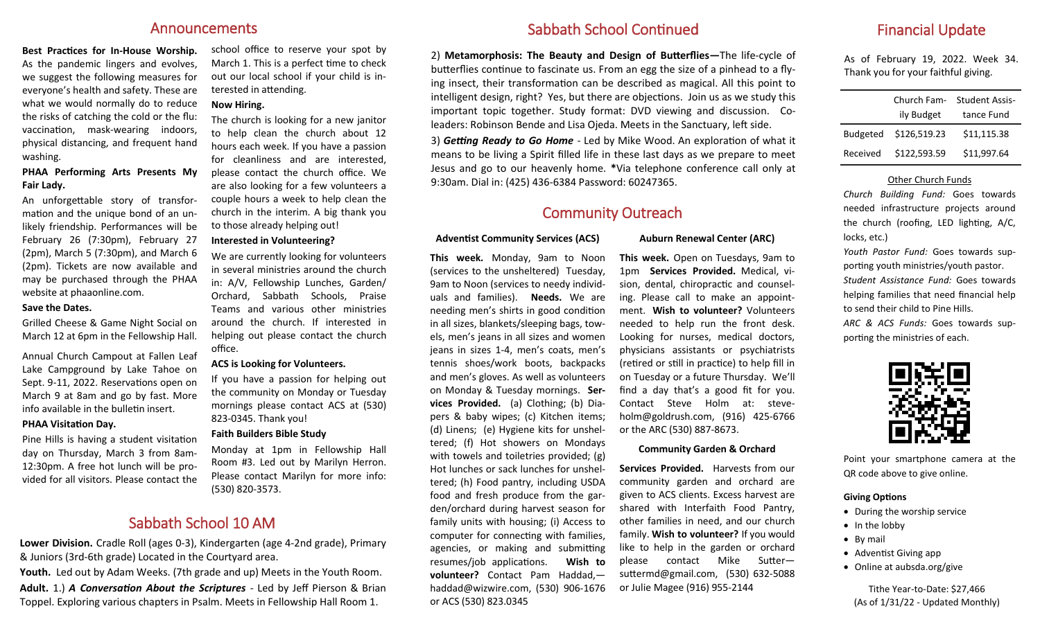## Announcements

**Best Practices for In-House Worship.** As the pandemic lingers and evolves, we suggest the following measures for everyone's health and safety. These are what we would normally do to reduce the risks of catching the cold or the flu: vaccination, mask-wearing indoors, physical distancing, and frequent hand washing.

**PHAA Performing Arts Presents My Fair Lady.**

An unforgettable story of transformation and the unique bond of an unlikely friendship. Performances will be February 26 (7:30pm), February 27 (2pm), March 5 (7:30pm), and March 6 (2pm). Tickets are now available and may be purchased through the PHAA website at phaaonline.com.

**Save the Dates.**

Grilled Cheese & Game Night Social on March 12 at 6pm in the Fellowship Hall.

Annual Church Campout at Fallen Leaf Lake Campground by Lake Tahoe on Sept. 9-11, 2022. Reservations open on March 9 at 8am and go by fast. More info available in the bulletin insert.

**PHAA Visitation Day.**

Pine Hills is having a student visitation day on Thursday, March 3 from 8am-12:30pm. A free hot lunch will be provided for all visitors. Please contact the school office to reserve your spot by March 1. This is a perfect time to check out our local school if your child is interested in attending.

**Now Hiring.**

The church is looking for a new janitor to help clean the church about 12 hours each week. If you have a passion for cleanliness and are interested, please contact the church office. We are also looking for a few volunteers a couple hours a week to help clean the church in the interim. A big thank you to those already helping out!

**Interested in Volunteering?**

We are currently looking for volunteers in several ministries around the church in: A/V, Fellowship Lunches, Garden/Orchard, Sabbath Schools, Praise Teams and various other ministries around the church. If interested in helping out please contact the church office.

**ACS is Looking for Volunteers.**

If you have a passion for helping out the community on Monday or Tuesday mornings please contact ACS at (530) 823-0345. Thank you!

**Faith Builders Bible Study**

Monday at 1pm in Fellowship Hall Room #3. Led out by Marilyn Herron. Please contact Marilyn for more info: (530) 820-3573.

## Sabbath School 10 AM

**Lower Division.** Cradle Roll (ages 0-3), Kindergarten (age 4-2nd grade), Primary & Juniors (3rd-6th grade) Located in the Courtyard area.

**Youth.** Led out by Adam Weeks. (7th grade and up) Meets in the Youth Room.

**Adult.** 1.) ***A Conversation About the Scriptures*** - Led by Jeff Pierson & Brian Toppel. Exploring various chapters in Psalm. Meets in Fellowship Hall Room 1.

## Sabbath School Continued

2) **Metamorphosis: The Beauty and Design of Butterflies—**The life-cycle of butterflies continue to fascinate us. From an egg the size of a pinhead to a flying insect, their transformation can be described as magical. All this point to intelligent design, right? Yes, but there are objections. Join us as we study this important topic together. Study format: DVD viewing and discussion. Co-leaders: Robinson Bende and Lisa Ojeda. Meets in the Sanctuary, left side.

3) ***Getting Ready to Go Home*** - Led by Mike Wood. An exploration of what it means to be living a Spirit filled life in these last days as we prepare to meet Jesus and go to our heavenly home. **\***Via telephone conference call only at 9:30am. Dial in: (425) 436-6384 Password: 60247365.

## Community Outreach

### Adventist Community Services (ACS)

**This week.** Monday, 9am to Noon (services to the unsheltered) Tuesday, 9am to Noon (services to needy individuals and families). **Needs.** We are needing men's shirts in good condition in all sizes, blankets/sleeping bags, towels, men's jeans in all sizes and women jeans in sizes 1-4, men's coats, men's tennis shoes/work boots, backpacks and men's gloves. As well as volunteers on Monday & Tuesday mornings. **Services Provided.** (a) Clothing; (b) Diapers & baby wipes; (c) Kitchen items; (d) Linens; (e) Hygiene kits for unsheltered; (f) Hot showers on Mondays with towels and toiletries provided; (g) Hot lunches or sack lunches for unsheltered; (h) Food pantry, including USDA food and fresh produce from the garden/orchard during harvest season for family units with housing; (i) Access to computer for connecting with families, agencies, or making and submitting resumes/job applications. **Wish to volunteer?** Contact Pam Haddad,—haddad@wizwire.com, (530) 906-1676 or ACS (530) 823.0345

### Auburn Renewal Center (ARC)

**This week.** Open on Tuesdays, 9am to 1pm **Services Provided.** Medical, vision, dental, chiropractic and counseling. Please call to make an appointment. **Wish to volunteer?** Volunteers needed to help run the front desk. Looking for nurses, medical doctors, physicians assistants or psychiatrists (retired or still in practice) to help fill in on Tuesday or a future Thursday. We'll find a day that's a good fit for you. Contact Steve Holm at: steveholm@goldrush.com, (916) 425-6766 or the ARC (530) 887-8673.

### Community Garden & Orchard

**Services Provided.** Harvests from our community garden and orchard are given to ACS clients. Excess harvest are shared with Interfaith Food Pantry, other families in need, and our church family. **Wish to volunteer?** If you would like to help in the garden or orchard please contact Mike Sutter—suttermd@gmail.com, (530) 632-5088 or Julie Magee (916) 955-2144

## Financial Update

As of February 19, 2022. Week 34. Thank you for your faithful giving.

| | Church Family Budget | Student Assistance Fund |
|---|---|---|
| Budgeted | $126,519.23 | $11,115.38 |
| Received | $122,593.59 | $11,997.64 |

Other Church Funds

*Church Building Fund:* Goes towards needed infrastructure projects around the church (roofing, LED lighting, A/C, locks, etc.)

*Youth Pastor Fund:* Goes towards supporting youth ministries/youth pastor.

*Student Assistance Fund:* Goes towards helping families that need financial help to send their child to Pine Hills.

*ARC & ACS Funds:* Goes towards supporting the ministries of each.

Point your smartphone camera at the QR code above to give online.

**Giving Options**

- During the worship service
- In the lobby
- By mail
- Adventist Giving app
- Online at aubsda.org/give

Tithe Year-to-Date: $27,466
(As of 1/31/22 - Updated Monthly)